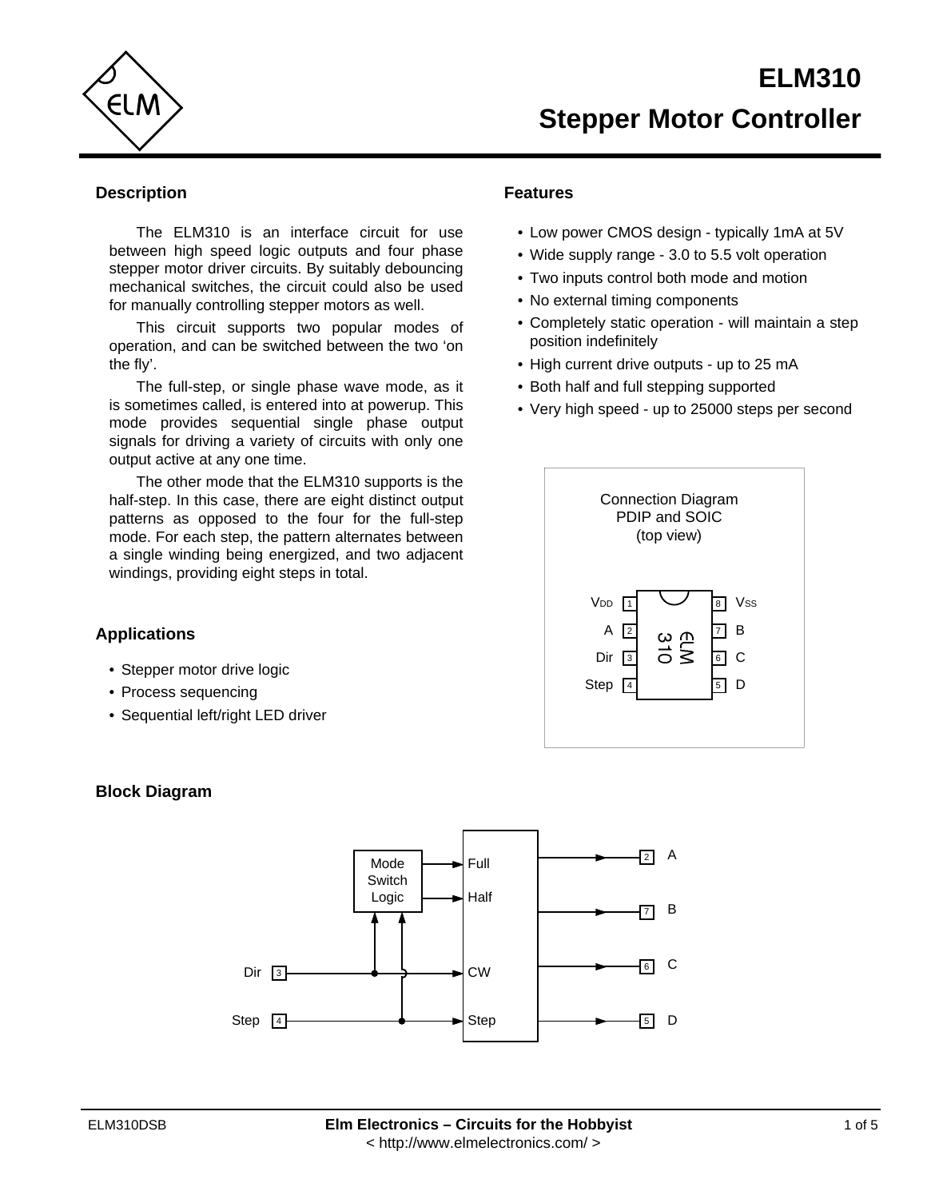# ELM310

# Stepper Motor Controller

## Description

The ELM310 is an interface circuit for use between high speed logic outputs and four phase stepper motor driver circuits. By suitably debouncing mechanical switches, the circuit could also be used for manually controlling stepper motors as well.

This circuit supports two popular modes of operation, and can be switched between the two 'on the fly'.

The full-step, or single phase wave mode, as it is sometimes called, is entered into at powerup. This mode provides sequential single phase output signals for driving a variety of circuits with only one output active at any one time.

The other mode that the ELM310 supports is the half-step. In this case, there are eight distinct output patterns as opposed to the four for the full-step mode. For each step, the pattern alternates between a single winding being energized, and two adjacent windings, providing eight steps in total.

## Applications

- Stepper motor drive logic
- Process sequencing
- Sequential left/right LED driver

## Features

- Low power CMOS design - typically 1mA at 5V
- Wide supply range - 3.0 to 5.5 volt operation
- Two inputs control both mode and motion
- No external timing components
- Completely static operation - will maintain a step position indefinitely
- High current drive outputs - up to 25 mA
- Both half and full stepping supported
- Very high speed - up to 25000 steps per second

## Connection Diagram

PDIP and SOIC (top view)

| Pin | Name | Pin | Name |
|---|---|---|---|
| 1 | $V_{DD}$ | 8 | $V_{SS}$ |
| 2 | A | 7 | B |
| 3 | Dir | 6 | C |
| 4 | Step | 5 | D |

## Block Diagram

Dir (3) and Step (4) feed the Mode Switch Logic (outputs: Full, Half) and the sequencer inputs CW and Step. Outputs: A (2), B (7), C (6), D (5).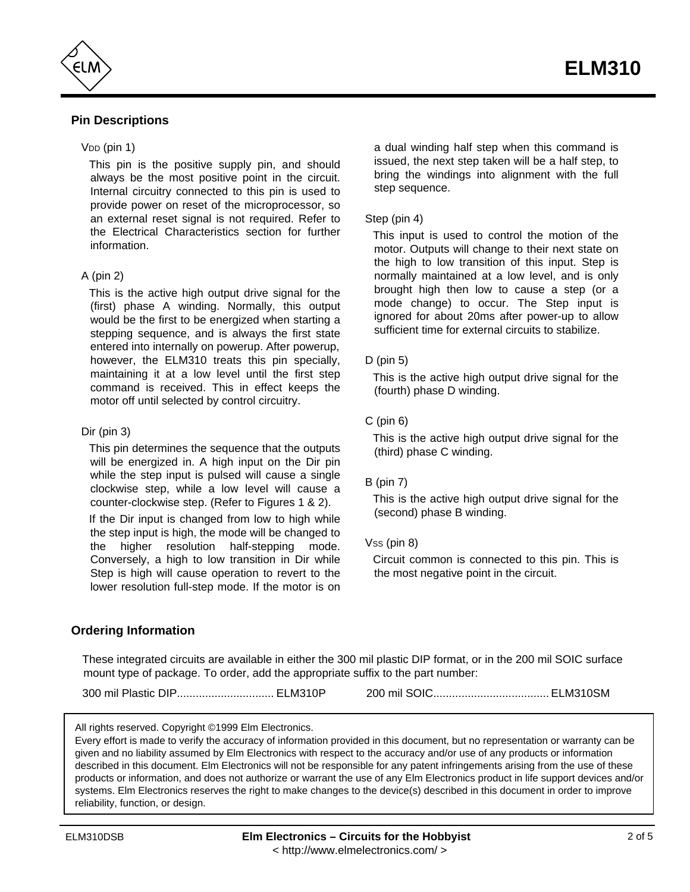## Pin Descriptions

$V_{DD}$ (pin 1)

This pin is the positive supply pin, and should always be the most positive point in the circuit. Internal circuitry connected to this pin is used to provide power on reset of the microprocessor, so an external reset signal is not required. Refer to the Electrical Characteristics section for further information.

A (pin 2)

This is the active high output drive signal for the (first) phase A winding. Normally, this output would be the first to be energized when starting a stepping sequence, and is always the first state entered into internally on powerup. After powerup, however, the ELM310 treats this pin specially, maintaining it at a low level until the first step command is received. This in effect keeps the motor off until selected by control circuitry.

Dir (pin 3)

This pin determines the sequence that the outputs will be energized in. A high input on the Dir pin while the step input is pulsed will cause a single clockwise step, while a low level will cause a counter-clockwise step. (Refer to Figures 1 & 2).

If the Dir input is changed from low to high while the step input is high, the mode will be changed to the higher resolution half-stepping mode. Conversely, a high to low transition in Dir while Step is high will cause operation to revert to the lower resolution full-step mode. If the motor is on a dual winding half step when this command is issued, the next step taken will be a half step, to bring the windings into alignment with the full step sequence.

Step (pin 4)

This input is used to control the motion of the motor. Outputs will change to their next state on the high to low transition of this input. Step is normally maintained at a low level, and is only brought high then low to cause a step (or a mode change) to occur. The Step input is ignored for about 20ms after power-up to allow sufficient time for external circuits to stabilize.

D (pin 5)

This is the active high output drive signal for the (fourth) phase D winding.

C (pin 6)

This is the active high output drive signal for the (third) phase C winding.

B (pin 7)

This is the active high output drive signal for the (second) phase B winding.

$V_{SS}$ (pin 8)

Circuit common is connected to this pin. This is the most negative point in the circuit.

## Ordering Information

These integrated circuits are available in either the 300 mil plastic DIP format, or in the 200 mil SOIC surface mount type of package. To order, add the appropriate suffix to the part number:

300 mil Plastic DIP............................... ELM310P 200 mil SOIC..................................... ELM310SM

All rights reserved. Copyright ©1999 Elm Electronics.
Every effort is made to verify the accuracy of information provided in this document, but no representation or warranty can be given and no liability assumed by Elm Electronics with respect to the accuracy and/or use of any products or information described in this document. Elm Electronics will not be responsible for any patent infringements arising from the use of these products or information, and does not authorize or warrant the use of any Elm Electronics product in life support devices and/or systems. Elm Electronics reserves the right to make changes to the device(s) described in this document in order to improve reliability, function, or design.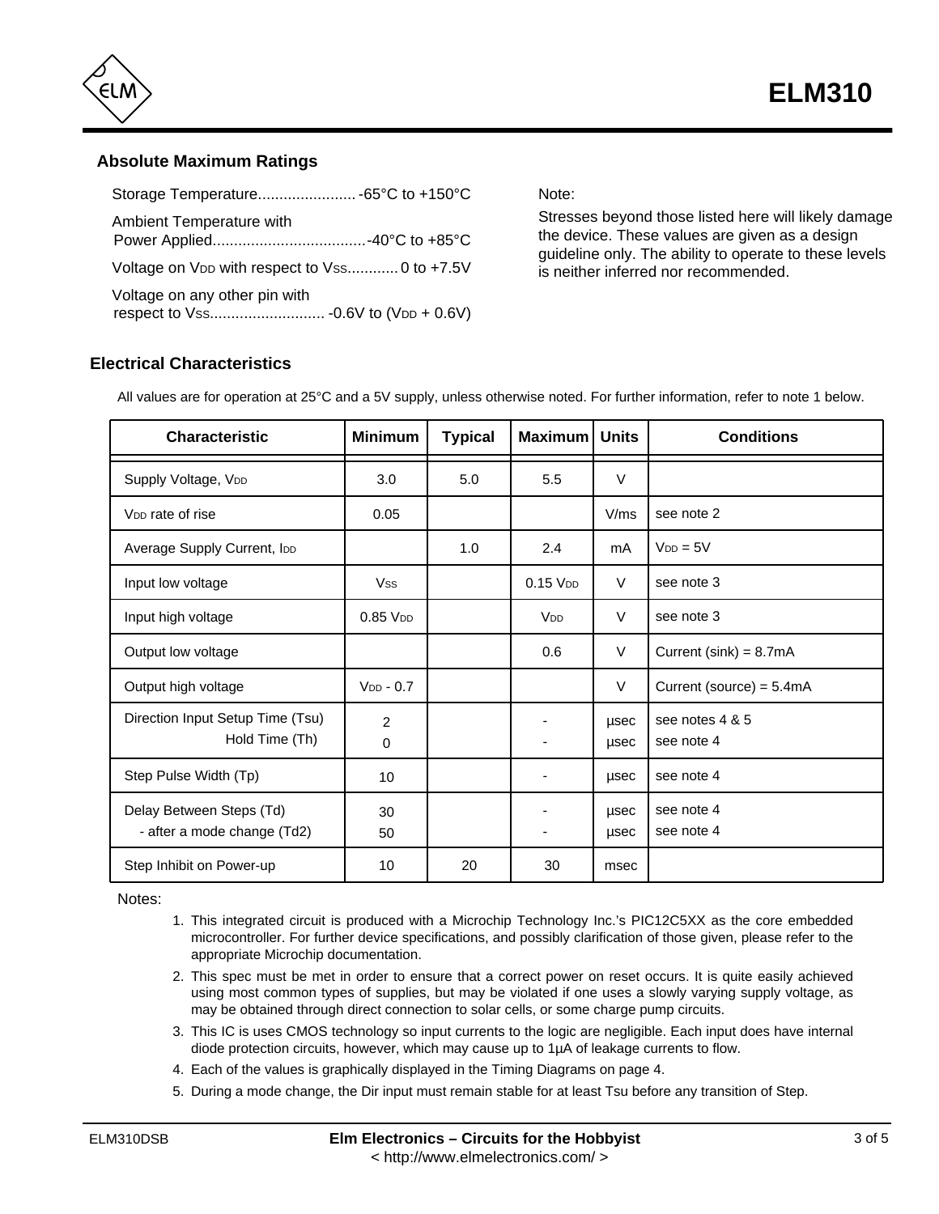## Absolute Maximum Ratings

Storage Temperature....................... -65°C to +150°C

Ambient Temperature with Power Applied....................................-40°C to +85°C

Voltage on $V_{DD}$ with respect to $V_{SS}$............ 0 to +7.5V

Voltage on any other pin with respect to $V_{SS}$........................... -0.6V to ($V_{DD}$ + 0.6V)

Note:

Stresses beyond those listed here will likely damage the device. These values are given as a design guideline only. The ability to operate to these levels is neither inferred nor recommended.

## Electrical Characteristics

All values are for operation at 25°C and a 5V supply, unless otherwise noted. For further information, refer to note 1 below.

| Characteristic | Minimum | Typical | Maximum | Units | Conditions |
|---|---|---|---|---|---|
| Supply Voltage, $V_{DD}$ | 3.0 | 5.0 | 5.5 | V | |
| $V_{DD}$ rate of rise | 0.05 | | | V/ms | see note 2 |
| Average Supply Current, $I_{DD}$ | | 1.0 | 2.4 | mA | $V_{DD}$ = 5V |
| Input low voltage | $V_{SS}$ | | 0.15 $V_{DD}$ | V | see note 3 |
| Input high voltage | 0.85 $V_{DD}$ | | $V_{DD}$ | V | see note 3 |
| Output low voltage | | | 0.6 | V | Current (sink) = 8.7mA |
| Output high voltage | $V_{DD}$ - 0.7 | | | V | Current (source) = 5.4mA |
| Direction Input Setup Time (Tsu)<br>Hold Time (Th) | 2<br>0 | | -<br>- | µsec<br>µsec | see notes 4 & 5<br>see note 4 |
| Step Pulse Width (Tp) | 10 | | - | µsec | see note 4 |
| Delay Between Steps (Td)<br>- after a mode change (Td2) | 30<br>50 | | -<br>- | µsec<br>µsec | see note 4<br>see note 4 |
| Step Inhibit on Power-up | 10 | 20 | 30 | msec | |

Notes:

1. This integrated circuit is produced with a Microchip Technology Inc.'s PIC12C5XX as the core embedded microcontroller. For further device specifications, and possibly clarification of those given, please refer to the appropriate Microchip documentation.
2. This spec must be met in order to ensure that a correct power on reset occurs. It is quite easily achieved using most common types of supplies, but may be violated if one uses a slowly varying supply voltage, as may be obtained through direct connection to solar cells, or some charge pump circuits.
3. This IC is uses CMOS technology so input currents to the logic are negligible. Each input does have internal diode protection circuits, however, which may cause up to 1µA of leakage currents to flow.
4. Each of the values is graphically displayed in the Timing Diagrams on page 4.
5. During a mode change, the Dir input must remain stable for at least Tsu before any transition of Step.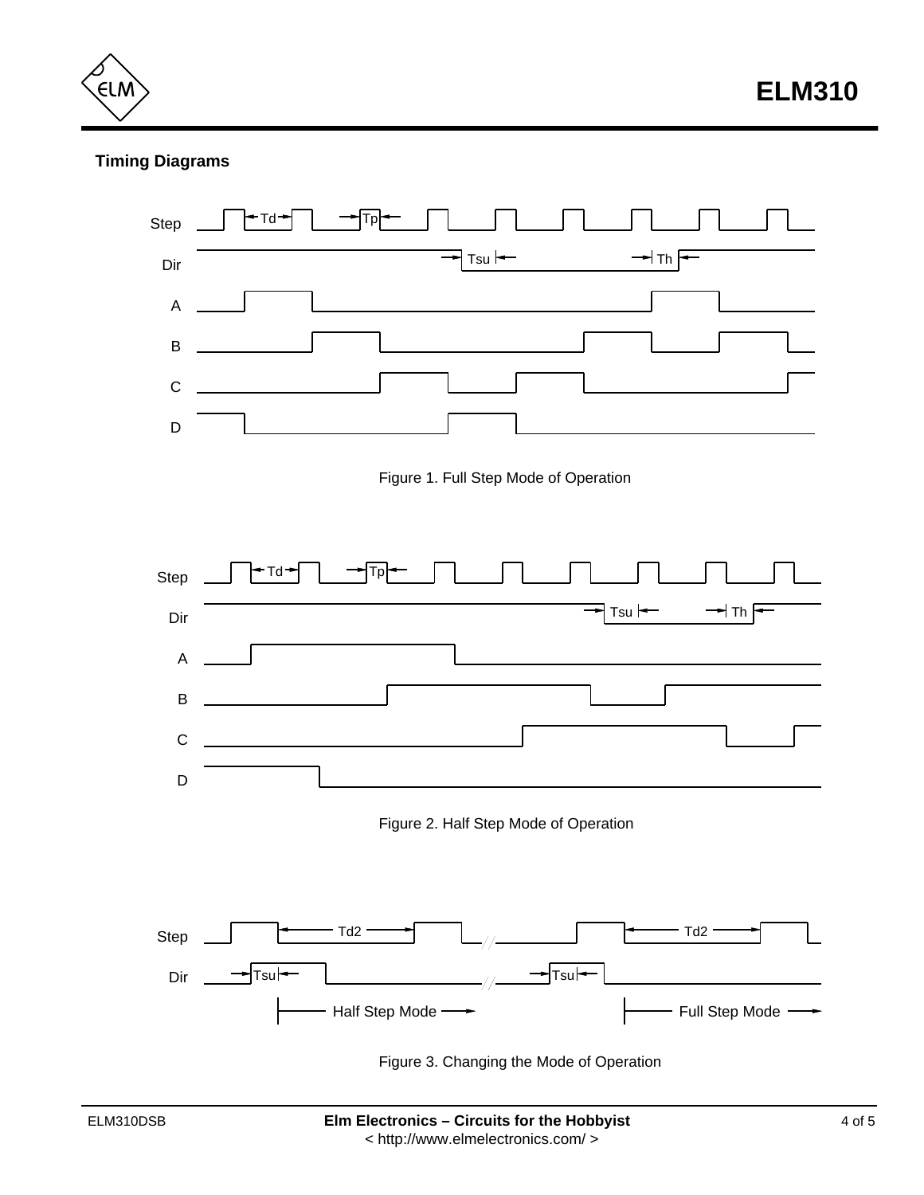## Timing Diagrams

Figure 1. Full Step Mode of Operation

Figure 2. Half Step Mode of Operation

Figure 3. Changing the Mode of Operation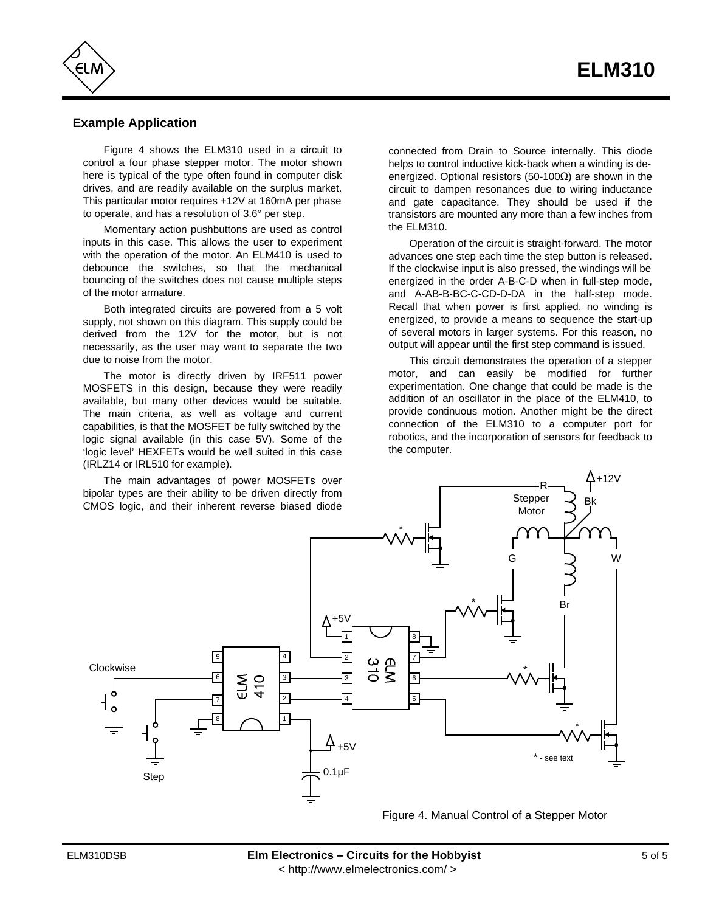## Example Application

Figure 4 shows the ELM310 used in a circuit to control a four phase stepper motor. The motor shown here is typical of the type often found in computer disk drives, and are readily available on the surplus market. This particular motor requires +12V at 160mA per phase to operate, and has a resolution of 3.6° per step.

Momentary action pushbuttons are used as control inputs in this case. This allows the user to experiment with the operation of the motor. An ELM410 is used to debounce the switches, so that the mechanical bouncing of the switches does not cause multiple steps of the motor armature.

Both integrated circuits are powered from a 5 volt supply, not shown on this diagram. This supply could be derived from the 12V for the motor, but is not necessarily, as the user may want to separate the two due to noise from the motor.

The motor is directly driven by IRF511 power MOSFETS in this design, because they were readily available, but many other devices would be suitable. The main criteria, as well as voltage and current capabilities, is that the MOSFET be fully switched by the logic signal available (in this case 5V). Some of the 'logic level' HEXFETs would be well suited in this case (IRLZ14 or IRL510 for example).

The main advantages of power MOSFETs over bipolar types are their ability to be driven directly from CMOS logic, and their inherent reverse biased diode connected from Drain to Source internally. This diode helps to control inductive kick-back when a winding is de-energized. Optional resistors (50-100Ω) are shown in the circuit to dampen resonances due to wiring inductance and gate capacitance. They should be used if the transistors are mounted any more than a few inches from the ELM310.

Operation of the circuit is straight-forward. The motor advances one step each time the step button is released. If the clockwise input is also pressed, the windings will be energized in the order A-B-C-D when in full-step mode, and A-AB-B-BC-C-CD-D-DA in the half-step mode. Recall that when power is first applied, no winding is energized, to provide a means to sequence the start-up of several motors in larger systems. For this reason, no output will appear until the first step command is issued.

This circuit demonstrates the operation of a stepper motor, and can easily be modified for further experimentation. One change that could be made is the addition of an oscillator in the place of the ELM410, to provide continuous motion. Another might be the direct connection of the ELM310 to a computer port for robotics, and the incorporation of sensors for feedback to the computer.

+12V
R
Stepper Motor
Bk
G
W
Br
+5V
ELM 310
ELM 410
Clockwise
Step
+5V
0.1µF
* - see text

Figure 4. Manual Control of a Stepper Motor